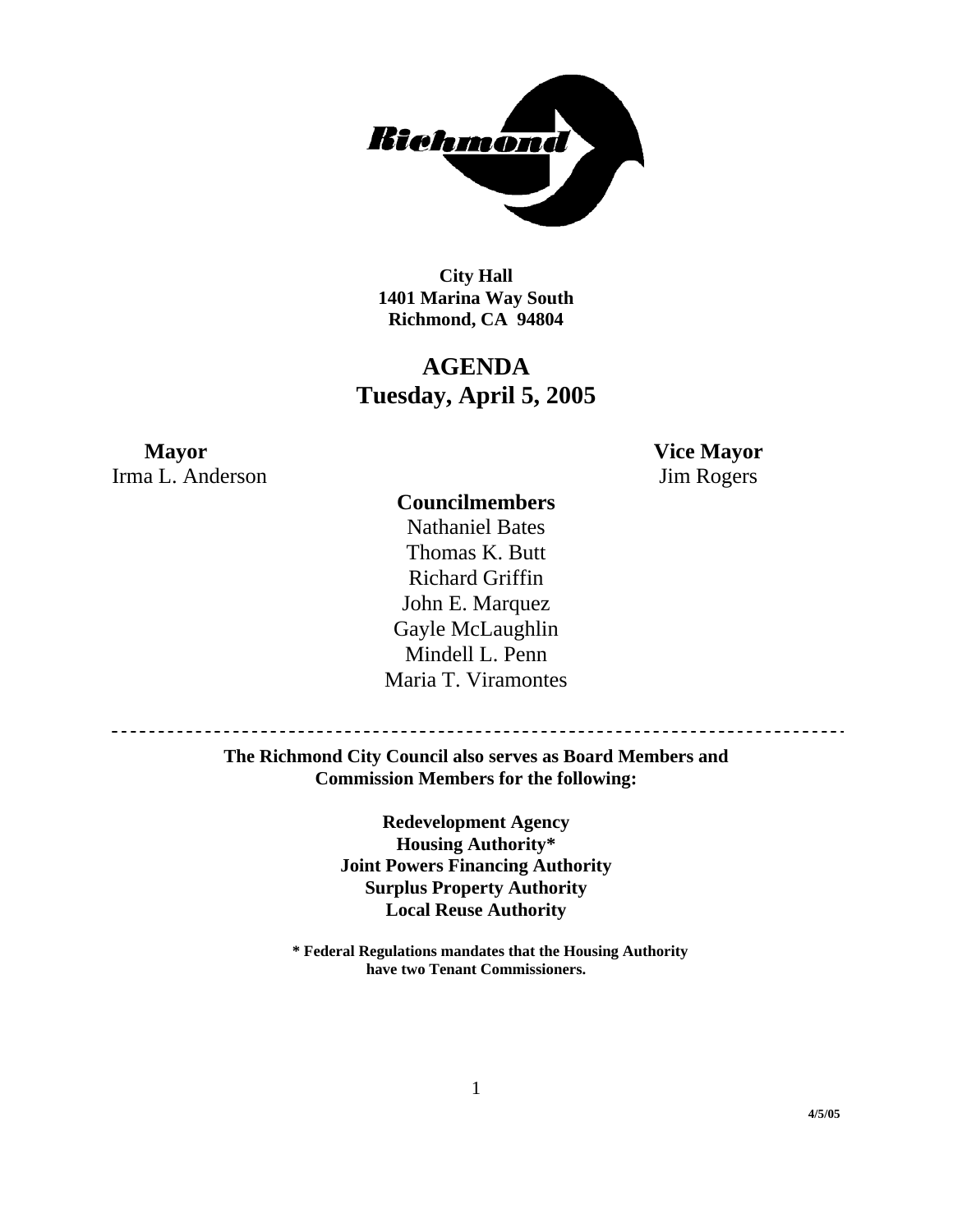**City Hall**
**1401 Marina Way South**
**Richmond, CA 94804**

# AGENDA
## Tuesday, April 5, 2005

**Mayor**
Irma L. Anderson

**Vice Mayor**
Jim Rogers

**Councilmembers**
Nathaniel Bates
Thomas K. Butt
Richard Griffin
John E. Marquez
Gayle McLaughlin
Mindell L. Penn
Maria T. Viramontes

---

**The Richmond City Council also serves as Board Members and Commission Members for the following:**

**Redevelopment Agency**
**Housing Authority***
**Joint Powers Financing Authority**
**Surplus Property Authority**
**Local Reuse Authority**

**\* Federal Regulations mandates that the Housing Authority have two Tenant Commissioners.**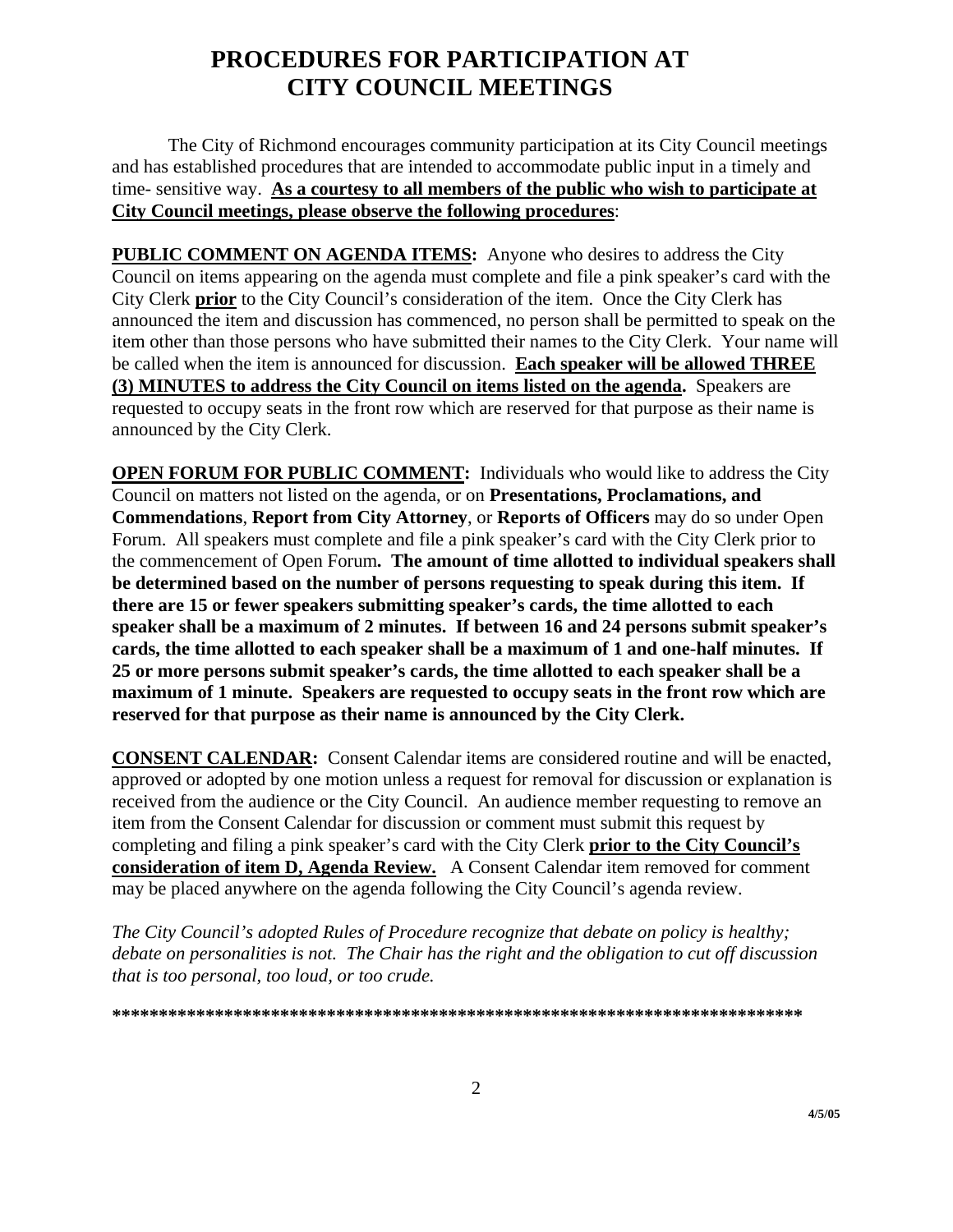# PROCEDURES FOR PARTICIPATION AT CITY COUNCIL MEETINGS

The City of Richmond encourages community participation at its City Council meetings and has established procedures that are intended to accommodate public input in a timely and time- sensitive way. **As a courtesy to all members of the public who wish to participate at City Council meetings, please observe the following procedures**:

**PUBLIC COMMENT ON AGENDA ITEMS:** Anyone who desires to address the City Council on items appearing on the agenda must complete and file a pink speaker's card with the City Clerk **prior** to the City Council's consideration of the item. Once the City Clerk has announced the item and discussion has commenced, no person shall be permitted to speak on the item other than those persons who have submitted their names to the City Clerk. Your name will be called when the item is announced for discussion. **Each speaker will be allowed THREE (3) MINUTES to address the City Council on items listed on the agenda.** Speakers are requested to occupy seats in the front row which are reserved for that purpose as their name is announced by the City Clerk.

**OPEN FORUM FOR PUBLIC COMMENT:** Individuals who would like to address the City Council on matters not listed on the agenda, or on **Presentations, Proclamations, and Commendations**, **Report from City Attorney**, or **Reports of Officers** may do so under Open Forum. All speakers must complete and file a pink speaker's card with the City Clerk prior to the commencement of Open Forum**. The amount of time allotted to individual speakers shall be determined based on the number of persons requesting to speak during this item. If there are 15 or fewer speakers submitting speaker's cards, the time allotted to each speaker shall be a maximum of 2 minutes. If between 16 and 24 persons submit speaker's cards, the time allotted to each speaker shall be a maximum of 1 and one-half minutes. If 25 or more persons submit speaker's cards, the time allotted to each speaker shall be a maximum of 1 minute. Speakers are requested to occupy seats in the front row which are reserved for that purpose as their name is announced by the City Clerk.**

**CONSENT CALENDAR:** Consent Calendar items are considered routine and will be enacted, approved or adopted by one motion unless a request for removal for discussion or explanation is received from the audience or the City Council. An audience member requesting to remove an item from the Consent Calendar for discussion or comment must submit this request by completing and filing a pink speaker's card with the City Clerk **prior to the City Council's consideration of item D, Agenda Review.** A Consent Calendar item removed for comment may be placed anywhere on the agenda following the City Council's agenda review.

*The City Council's adopted Rules of Procedure recognize that debate on policy is healthy; debate on personalities is not. The Chair has the right and the obligation to cut off discussion that is too personal, too loud, or too crude.*

**************************************************************************

4/5/05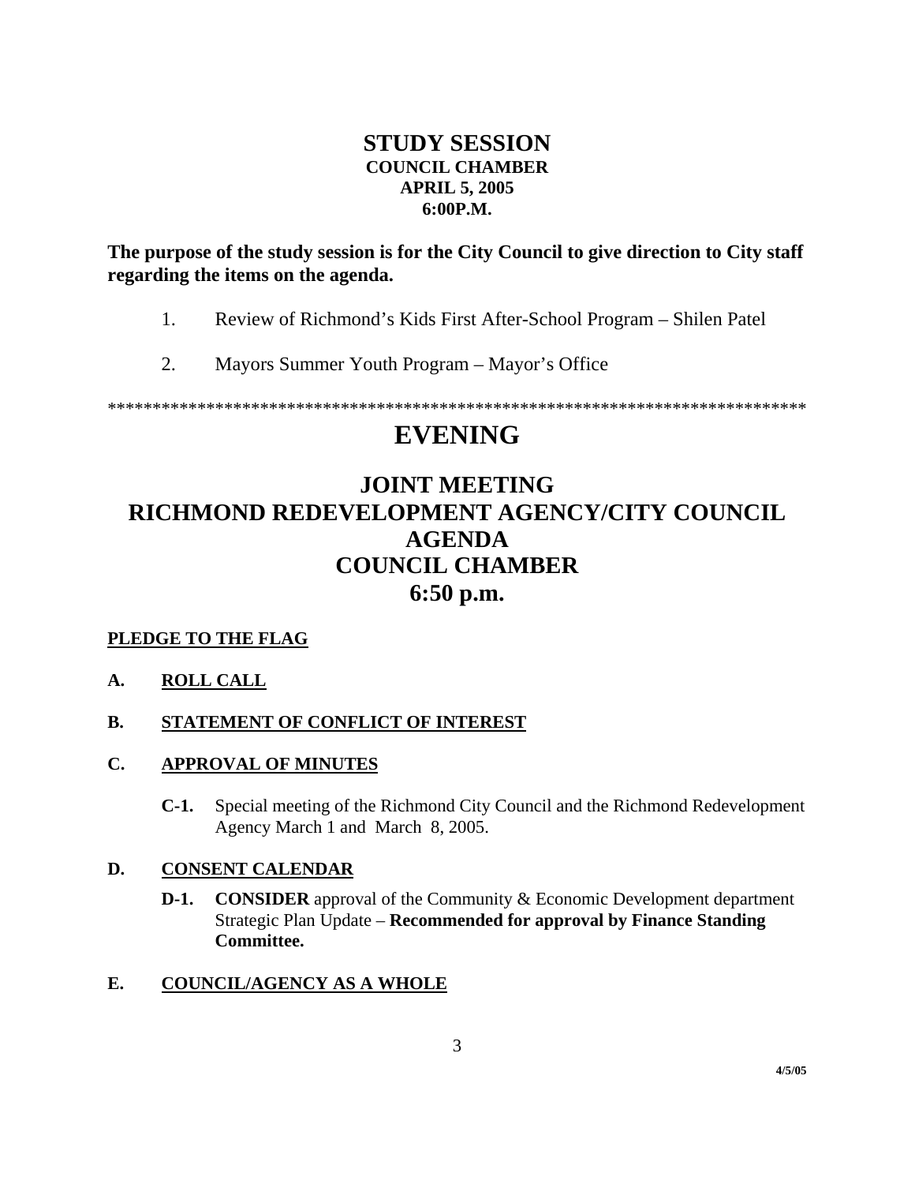## STUDY SESSION

**COUNCIL CHAMBER**
**APRIL 5, 2005**
**6:00P.M.**

**The purpose of the study session is for the City Council to give direction to City staff regarding the items on the agenda.**

1. Review of Richmond's Kids First After-School Program – Shilen Patel

2. Mayors Summer Youth Program – Mayor's Office

********************************************************************************

# EVENING

## JOINT MEETING
## RICHMOND REDEVELOPMENT AGENCY/CITY COUNCIL
## AGENDA
## COUNCIL CHAMBER
## 6:50 p.m.

**PLEDGE TO THE FLAG**

**A. ROLL CALL**

**B. STATEMENT OF CONFLICT OF INTEREST**

**C. APPROVAL OF MINUTES**

**C-1.** Special meeting of the Richmond City Council and the Richmond Redevelopment Agency March 1 and March 8, 2005.

**D. CONSENT CALENDAR**

**D-1.** **CONSIDER** approval of the Community & Economic Development department Strategic Plan Update – **Recommended for approval by Finance Standing Committee.**

**E. COUNCIL/AGENCY AS A WHOLE**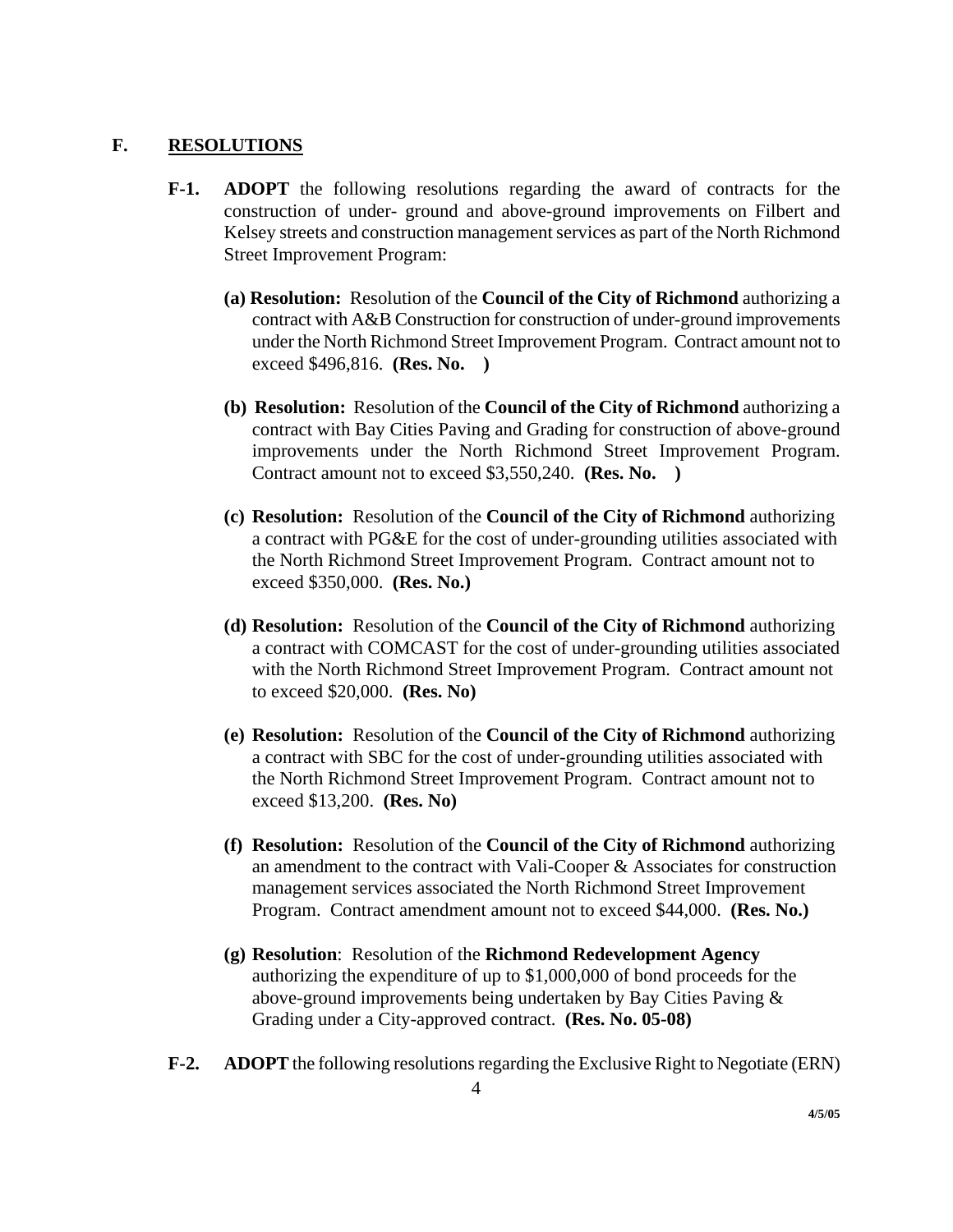## F. RESOLUTIONS

**F-1. ADOPT** the following resolutions regarding the award of contracts for the construction of under- ground and above-ground improvements on Filbert and Kelsey streets and construction management services as part of the North Richmond Street Improvement Program:

**(a) Resolution:** Resolution of the **Council of the City of Richmond** authorizing a contract with A&B Construction for construction of under-ground improvements under the North Richmond Street Improvement Program. Contract amount not to exceed $496,816. **(Res. No. )**

**(b) Resolution:** Resolution of the **Council of the City of Richmond** authorizing a contract with Bay Cities Paving and Grading for construction of above-ground improvements under the North Richmond Street Improvement Program. Contract amount not to exceed $3,550,240. **(Res. No. )**

**(c) Resolution:** Resolution of the **Council of the City of Richmond** authorizing a contract with PG&E for the cost of under-grounding utilities associated with the North Richmond Street Improvement Program. Contract amount not to exceed $350,000. **(Res. No.)**

**(d) Resolution:** Resolution of the **Council of the City of Richmond** authorizing a contract with COMCAST for the cost of under-grounding utilities associated with the North Richmond Street Improvement Program. Contract amount not to exceed $20,000. **(Res. No)**

**(e) Resolution:** Resolution of the **Council of the City of Richmond** authorizing a contract with SBC for the cost of under-grounding utilities associated with the North Richmond Street Improvement Program. Contract amount not to exceed $13,200. **(Res. No)**

**(f) Resolution:** Resolution of the **Council of the City of Richmond** authorizing an amendment to the contract with Vali-Cooper & Associates for construction management services associated the North Richmond Street Improvement Program. Contract amendment amount not to exceed $44,000. **(Res. No.)**

**(g) Resolution**: Resolution of the **Richmond Redevelopment Agency** authorizing the expenditure of up to $1,000,000 of bond proceeds for the above-ground improvements being undertaken by Bay Cities Paving & Grading under a City-approved contract. **(Res. No. 05-08)**

**F-2. ADOPT** the following resolutions regarding the Exclusive Right to Negotiate (ERN)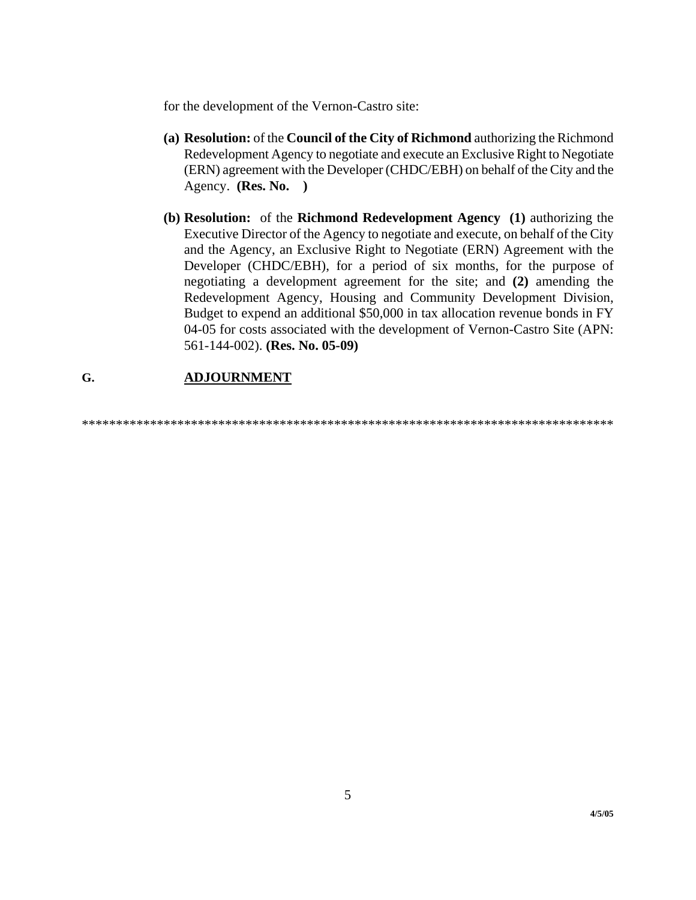for the development of the Vernon-Castro site:

**(a) Resolution:** of the **Council of the City of Richmond** authorizing the Richmond Redevelopment Agency to negotiate and execute an Exclusive Right to Negotiate (ERN) agreement with the Developer (CHDC/EBH) on behalf of the City and the Agency. **(Res. No. )**

**(b) Resolution:** of the **Richmond Redevelopment Agency** **(1)** authorizing the Executive Director of the Agency to negotiate and execute, on behalf of the City and the Agency, an Exclusive Right to Negotiate (ERN) Agreement with the Developer (CHDC/EBH), for a period of six months, for the purpose of negotiating a development agreement for the site; and **(2)** amending the Redevelopment Agency, Housing and Community Development Division, Budget to expend an additional $50,000 in tax allocation revenue bonds in FY 04-05 for costs associated with the development of Vernon-Castro Site (APN: 561-144-002). **(Res. No. 05-09)**

**G.** **ADJOURNMENT**

*******************************************************************************

**4/5/05**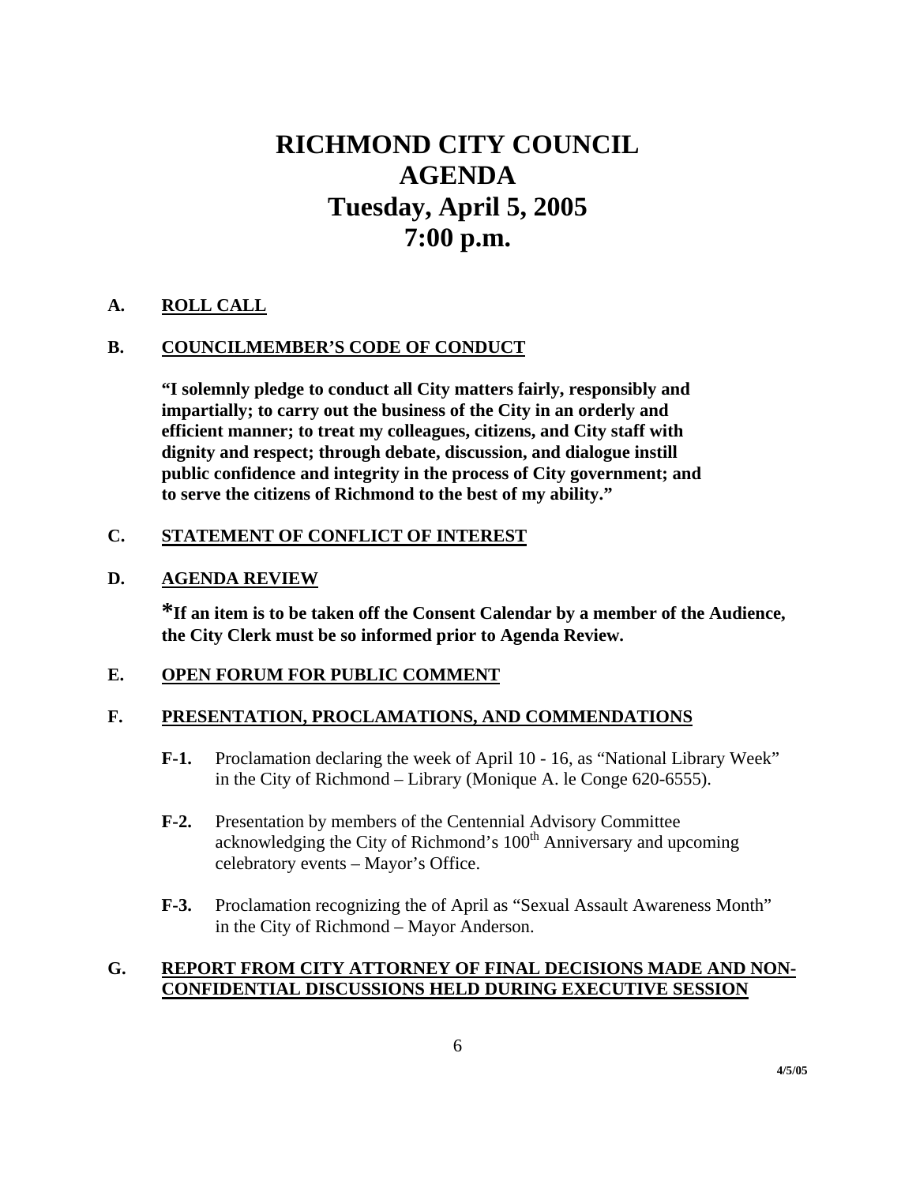# RICHMOND CITY COUNCIL
# AGENDA
# Tuesday, April 5, 2005
# 7:00 p.m.

**A. ROLL CALL**

**B. COUNCILMEMBER'S CODE OF CONDUCT**

**"I solemnly pledge to conduct all City matters fairly, responsibly and impartially; to carry out the business of the City in an orderly and efficient manner; to treat my colleagues, citizens, and City staff with dignity and respect; through debate, discussion, and dialogue instill public confidence and integrity in the process of City government; and to serve the citizens of Richmond to the best of my ability."**

**C. STATEMENT OF CONFLICT OF INTEREST**

**D. AGENDA REVIEW**

***If an item is to be taken off the Consent Calendar by a member of the Audience, the City Clerk must be so informed prior to Agenda Review.**

**E. OPEN FORUM FOR PUBLIC COMMENT**

**F. PRESENTATION, PROCLAMATIONS, AND COMMENDATIONS**

**F-1.** Proclamation declaring the week of April 10 - 16, as "National Library Week" in the City of Richmond – Library (Monique A. le Conge 620-6555).

**F-2.** Presentation by members of the Centennial Advisory Committee acknowledging the City of Richmond's 100th Anniversary and upcoming celebratory events – Mayor's Office.

**F-3.** Proclamation recognizing the of April as "Sexual Assault Awareness Month" in the City of Richmond – Mayor Anderson.

**G. REPORT FROM CITY ATTORNEY OF FINAL DECISIONS MADE AND NON-CONFIDENTIAL DISCUSSIONS HELD DURING EXECUTIVE SESSION**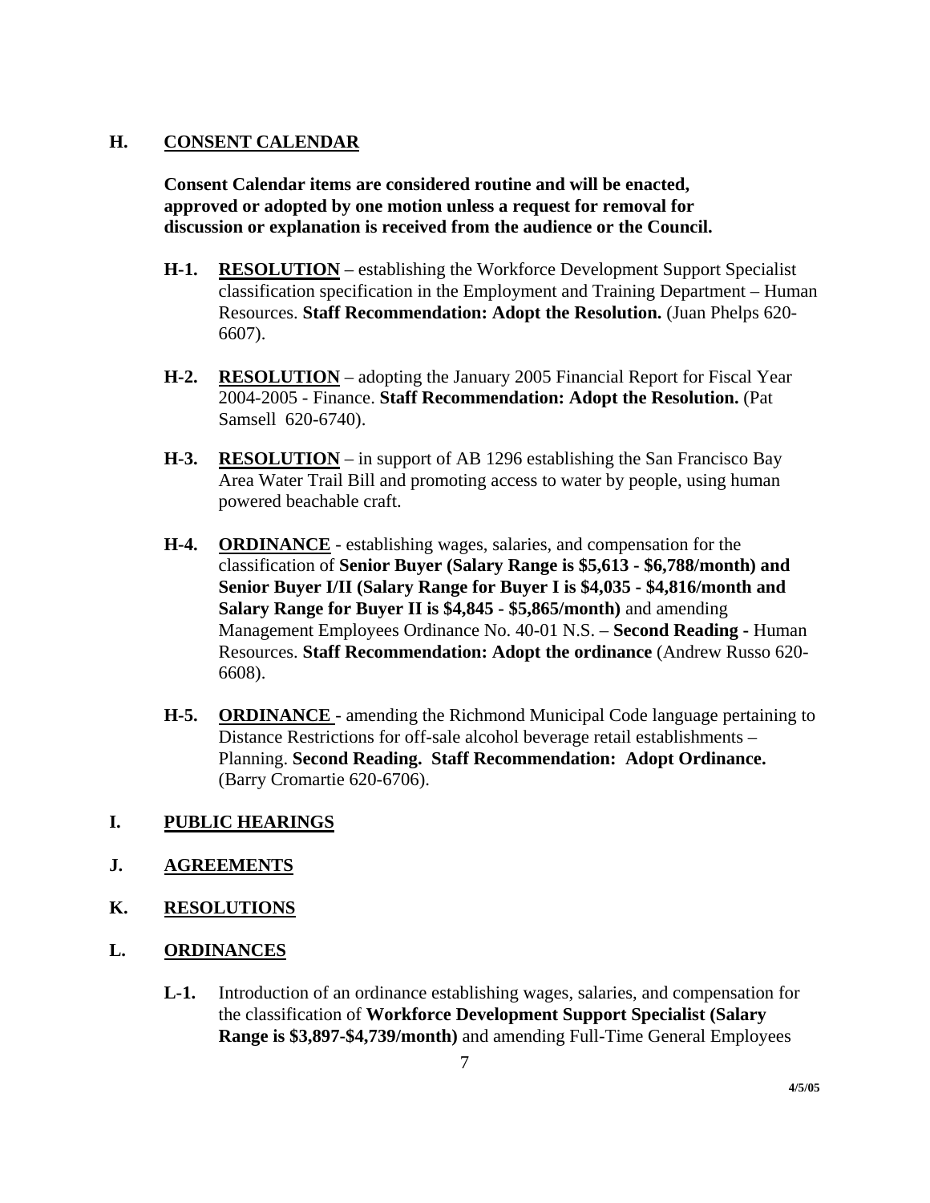## H. CONSENT CALENDAR

**Consent Calendar items are considered routine and will be enacted, approved or adopted by one motion unless a request for removal for discussion or explanation is received from the audience or the Council.**

**H-1.** **RESOLUTION** – establishing the Workforce Development Support Specialist classification specification in the Employment and Training Department – Human Resources. **Staff Recommendation: Adopt the Resolution.** (Juan Phelps 620-6607).

**H-2.** **RESOLUTION** – adopting the January 2005 Financial Report for Fiscal Year 2004-2005 - Finance. **Staff Recommendation: Adopt the Resolution.** (Pat Samsell 620-6740).

**H-3.** **RESOLUTION** – in support of AB 1296 establishing the San Francisco Bay Area Water Trail Bill and promoting access to water by people, using human powered beachable craft.

**H-4.** **ORDINANCE** - establishing wages, salaries, and compensation for the classification of **Senior Buyer (Salary Range is $5,613 - $6,788/month) and Senior Buyer I/II (Salary Range for Buyer I is $4,035 - $4,816/month and Salary Range for Buyer II is $4,845 - $5,865/month)** and amending Management Employees Ordinance No. 40-01 N.S. – **Second Reading -** Human Resources. **Staff Recommendation: Adopt the ordinance** (Andrew Russo 620-6608).

**H-5.** **ORDINANCE** - amending the Richmond Municipal Code language pertaining to Distance Restrictions for off-sale alcohol beverage retail establishments – Planning. **Second Reading. Staff Recommendation: Adopt Ordinance.** (Barry Cromartie 620-6706).

## I. PUBLIC HEARINGS

## J. AGREEMENTS

## K. RESOLUTIONS

## L. ORDINANCES

**L-1.** Introduction of an ordinance establishing wages, salaries, and compensation for the classification of **Workforce Development Support Specialist (Salary Range is $3,897-$4,739/month)** and amending Full-Time General Employees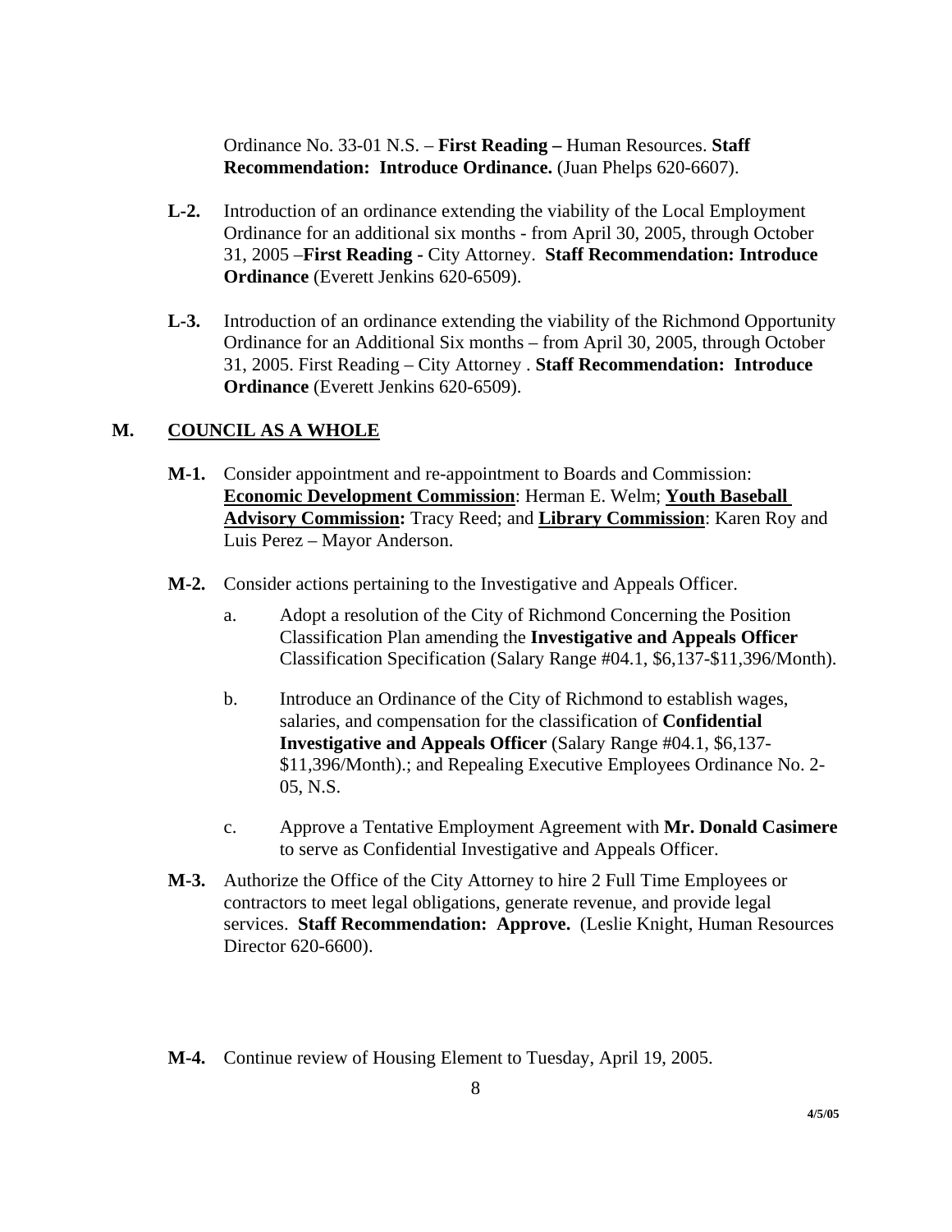Ordinance No. 33-01 N.S. – **First Reading –** Human Resources. **Staff Recommendation: Introduce Ordinance.** (Juan Phelps 620-6607).

**L-2.** Introduction of an ordinance extending the viability of the Local Employment Ordinance for an additional six months - from April 30, 2005, through October 31, 2005 –**First Reading -** City Attorney. **Staff Recommendation: Introduce Ordinance** (Everett Jenkins 620-6509).

**L-3.** Introduction of an ordinance extending the viability of the Richmond Opportunity Ordinance for an Additional Six months – from April 30, 2005, through October 31, 2005. First Reading – City Attorney . **Staff Recommendation: Introduce Ordinance** (Everett Jenkins 620-6509).

## M. COUNCIL AS A WHOLE

**M-1.** Consider appointment and re-appointment to Boards and Commission: **Economic Development Commission**: Herman E. Welm; **Youth Baseball Advisory Commission:** Tracy Reed; and **Library Commission**: Karen Roy and Luis Perez – Mayor Anderson.

**M-2.** Consider actions pertaining to the Investigative and Appeals Officer.

a. Adopt a resolution of the City of Richmond Concerning the Position Classification Plan amending the **Investigative and Appeals Officer** Classification Specification (Salary Range #04.1, $6,137-$11,396/Month).

b. Introduce an Ordinance of the City of Richmond to establish wages, salaries, and compensation for the classification of **Confidential Investigative and Appeals Officer** (Salary Range #04.1, $6,137-$11,396/Month).; and Repealing Executive Employees Ordinance No. 2-05, N.S.

c. Approve a Tentative Employment Agreement with **Mr. Donald Casimere** to serve as Confidential Investigative and Appeals Officer.

**M-3.** Authorize the Office of the City Attorney to hire 2 Full Time Employees or contractors to meet legal obligations, generate revenue, and provide legal services. **Staff Recommendation: Approve.** (Leslie Knight, Human Resources Director 620-6600).

**M-4.** Continue review of Housing Element to Tuesday, April 19, 2005.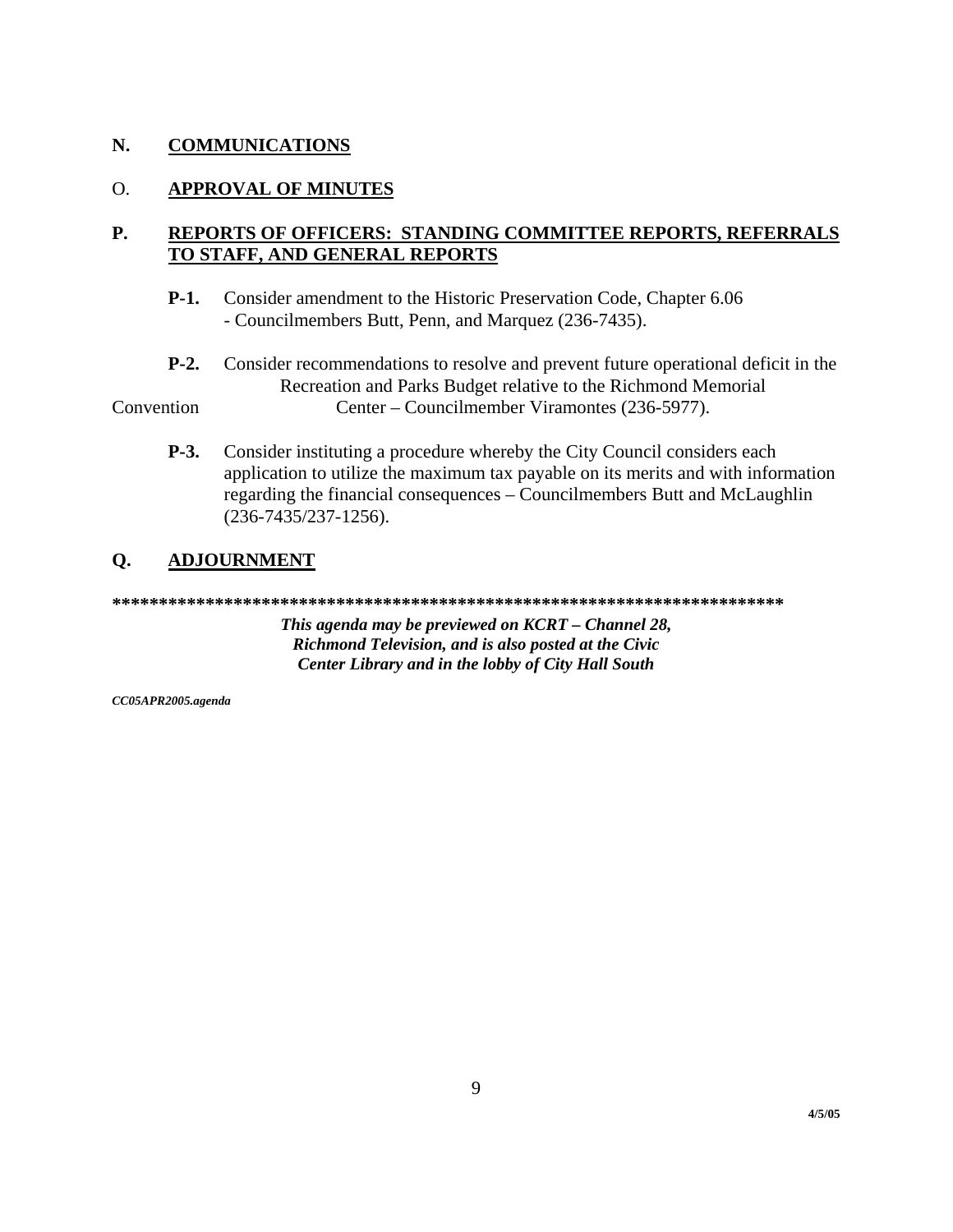## N. COMMUNICATIONS

## O. APPROVAL OF MINUTES

## P. REPORTS OF OFFICERS: STANDING COMMITTEE REPORTS, REFERRALS TO STAFF, AND GENERAL REPORTS

**P-1.** Consider amendment to the Historic Preservation Code, Chapter 6.06 - Councilmembers Butt, Penn, and Marquez (236-7435).

**P-2.** Consider recommendations to resolve and prevent future operational deficit in the Recreation and Parks Budget relative to the Richmond Memorial Convention Center – Councilmember Viramontes (236-5977).

**P-3.** Consider instituting a procedure whereby the City Council considers each application to utilize the maximum tax payable on its merits and with information regarding the financial consequences – Councilmembers Butt and McLaughlin (236-7435/237-1256).

## Q. ADJOURNMENT

**************************************************************************

***This agenda may be previewed on KCRT – Channel 28, Richmond Television, and is also posted at the Civic Center Library and in the lobby of City Hall South***

***CC05APR2005.agenda***